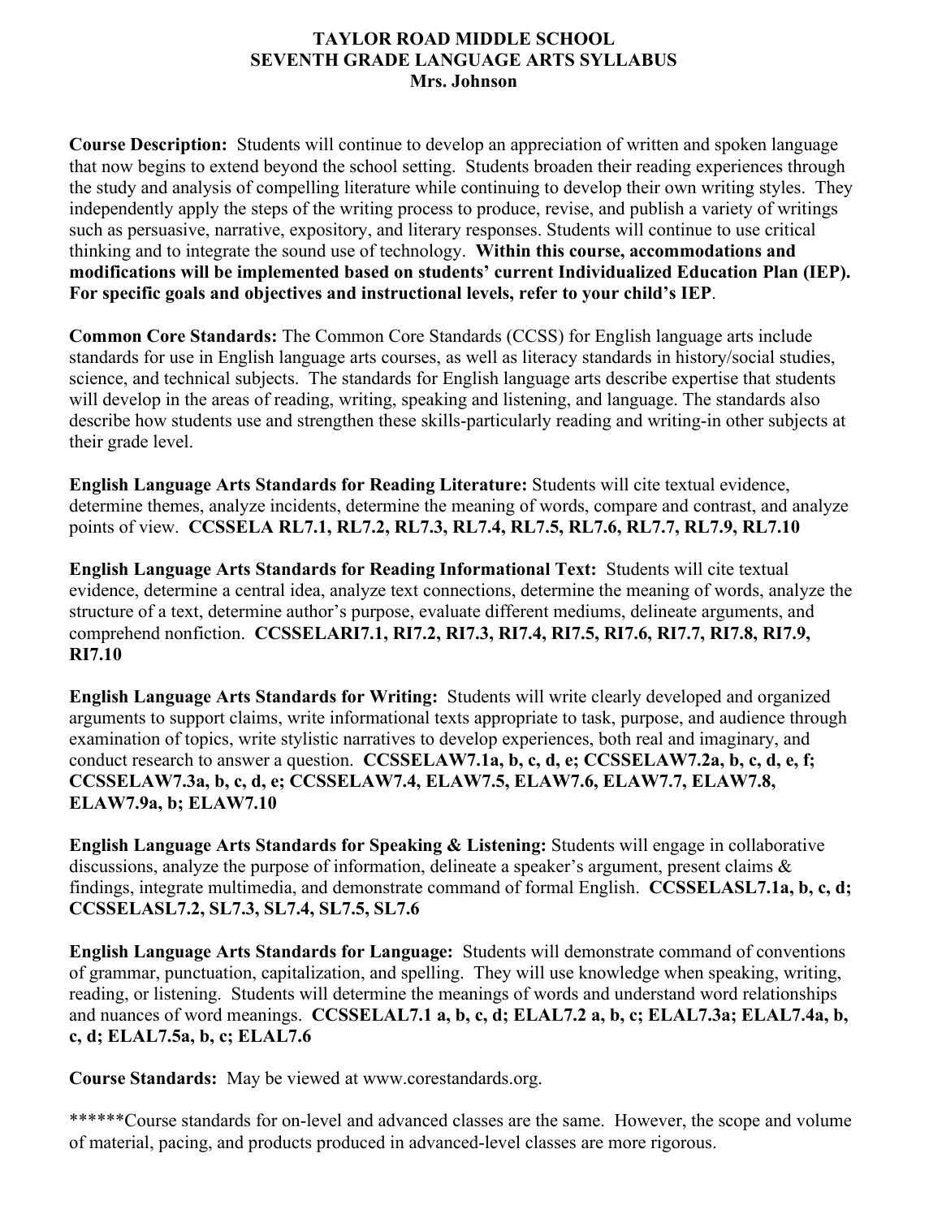# TAYLOR ROAD MIDDLE SCHOOL
## SEVENTH GRADE LANGUAGE ARTS SYLLABUS
### Mrs. Johnson

**Course Description:** Students will continue to develop an appreciation of written and spoken language that now begins to extend beyond the school setting. Students broaden their reading experiences through the study and analysis of compelling literature while continuing to develop their own writing styles. They independently apply the steps of the writing process to produce, revise, and publish a variety of writings such as persuasive, narrative, expository, and literary responses. Students will continue to use critical thinking and to integrate the sound use of technology. **Within this course, accommodations and modifications will be implemented based on students' current Individualized Education Plan (IEP). For specific goals and objectives and instructional levels, refer to your child's IEP**.

**Common Core Standards:** The Common Core Standards (CCSS) for English language arts include standards for use in English language arts courses, as well as literacy standards in history/social studies, science, and technical subjects. The standards for English language arts describe expertise that students will develop in the areas of reading, writing, speaking and listening, and language. The standards also describe how students use and strengthen these skills-particularly reading and writing-in other subjects at their grade level.

**English Language Arts Standards for Reading Literature:** Students will cite textual evidence, determine themes, analyze incidents, determine the meaning of words, compare and contrast, and analyze points of view. **CCSSELA RL7.1, RL7.2, RL7.3, RL7.4, RL7.5, RL7.6, RL7.7, RL7.9, RL7.10**

**English Language Arts Standards for Reading Informational Text:** Students will cite textual evidence, determine a central idea, analyze text connections, determine the meaning of words, analyze the structure of a text, determine author's purpose, evaluate different mediums, delineate arguments, and comprehend nonfiction. **CCSSELARI7.1, RI7.2, RI7.3, RI7.4, RI7.5, RI7.6, RI7.7, RI7.8, RI7.9, RI7.10**

**English Language Arts Standards for Writing:** Students will write clearly developed and organized arguments to support claims, write informational texts appropriate to task, purpose, and audience through examination of topics, write stylistic narratives to develop experiences, both real and imaginary, and conduct research to answer a question. **CCSSELAW7.1a, b, c, d, e; CCSSELAW7.2a, b, c, d, e, f; CCSSELAW7.3a, b, c, d, e; CCSSELAW7.4, ELAW7.5, ELAW7.6, ELAW7.7, ELAW7.8, ELAW7.9a, b; ELAW7.10**

**English Language Arts Standards for Speaking & Listening:** Students will engage in collaborative discussions, analyze the purpose of information, delineate a speaker's argument, present claims & findings, integrate multimedia, and demonstrate command of formal English. **CCSSELASL7.1a, b, c, d; CCSSELASL7.2, SL7.3, SL7.4, SL7.5, SL7.6**

**English Language Arts Standards for Language:** Students will demonstrate command of conventions of grammar, punctuation, capitalization, and spelling. They will use knowledge when speaking, writing, reading, or listening. Students will determine the meanings of words and understand word relationships and nuances of word meanings. **CCSSELAL7.1 a, b, c, d; ELAL7.2 a, b, c; ELAL7.3a; ELAL7.4a, b, c, d; ELAL7.5a, b, c; ELAL7.6**

**Course Standards:** May be viewed at www.corestandards.org.

******Course standards for on-level and advanced classes are the same. However, the scope and volume of material, pacing, and products produced in advanced-level classes are more rigorous.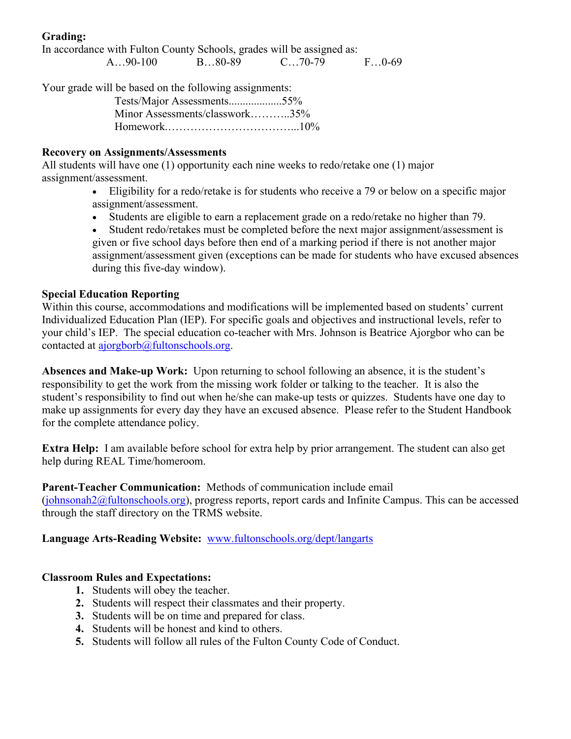**Grading:**

In accordance with Fulton County Schools, grades will be assigned as:

A…90-100 B…80-89 C…70-79 F…0-69

Your grade will be based on the following assignments:

Tests/Major Assessments..................55%
Minor Assessments/classwork………..35%
Homework..……………………………...10%

**Recovery on Assignments/Assessments**

All students will have one (1) opportunity each nine weeks to redo/retake one (1) major assignment/assessment.

- Eligibility for a redo/retake is for students who receive a 79 or below on a specific major assignment/assessment.
- Students are eligible to earn a replacement grade on a redo/retake no higher than 79.
- Student redo/retakes must be completed before the next major assignment/assessment is given or five school days before then end of a marking period if there is not another major assignment/assessment given (exceptions can be made for students who have excused absences during this five-day window).

**Special Education Reporting**

Within this course, accommodations and modifications will be implemented based on students' current Individualized Education Plan (IEP). For specific goals and objectives and instructional levels, refer to your child's IEP. The special education co-teacher with Mrs. Johnson is Beatrice Ajorgbor who can be contacted at ajorgborb@fultonschools.org.

**Absences and Make-up Work:** Upon returning to school following an absence, it is the student's responsibility to get the work from the missing work folder or talking to the teacher. It is also the student's responsibility to find out when he/she can make-up tests or quizzes. Students have one day to make up assignments for every day they have an excused absence. Please refer to the Student Handbook for the complete attendance policy.

**Extra Help:** I am available before school for extra help by prior arrangement. The student can also get help during REAL Time/homeroom.

**Parent-Teacher Communication:** Methods of communication include email (johnsonah2@fultonschools.org), progress reports, report cards and Infinite Campus. This can be accessed through the staff directory on the TRMS website.

**Language Arts-Reading Website:** www.fultonschools.org/dept/langarts

**Classroom Rules and Expectations:**

1. Students will obey the teacher.
2. Students will respect their classmates and their property.
3. Students will be on time and prepared for class.
4. Students will be honest and kind to others.
5. Students will follow all rules of the Fulton County Code of Conduct.